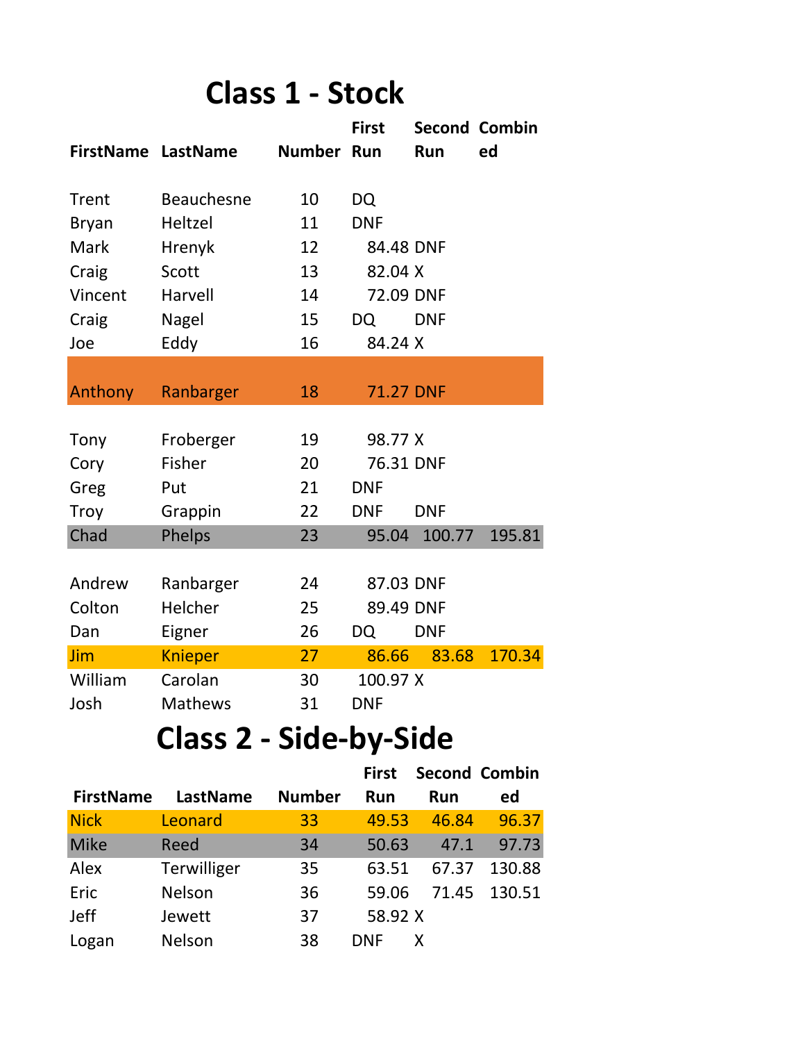# Class 1 - Stock

| FirstName | LastName | Number | First Run | Second Run | Combined |
|---|---|---|---|---|---|
| Trent | Beauchesne | 10 | DQ | | |
| Bryan | Heltzel | 11 | DNF | | |
| Mark | Hrenyk | 12 | 84.48 | DNF | |
| Craig | Scott | 13 | 82.04 | X | |
| Vincent | Harvell | 14 | 72.09 | DNF | |
| Craig | Nagel | 15 | DQ | DNF | |
| Joe | Eddy | 16 | 84.24 | X | |
| Anthony | Ranbarger | 18 | 71.27 | DNF | |
| Tony | Froberger | 19 | 98.77 | X | |
| Cory | Fisher | 20 | 76.31 | DNF | |
| Greg | Put | 21 | DNF | | |
| Troy | Grappin | 22 | DNF | DNF | |
| Chad | Phelps | 23 | 95.04 | 100.77 | 195.81 |
| Andrew | Ranbarger | 24 | 87.03 | DNF | |
| Colton | Helcher | 25 | 89.49 | DNF | |
| Dan | Eigner | 26 | DQ | DNF | |
| Jim | Knieper | 27 | 86.66 | 83.68 | 170.34 |
| William | Carolan | 30 | 100.97 | X | |
| Josh | Mathews | 31 | DNF | | |

# Class 2 - Side-by-Side

| FirstName | LastName | Number | First Run | Second Run | Combined |
|---|---|---|---|---|---|
| Nick | Leonard | 33 | 49.53 | 46.84 | 96.37 |
| Mike | Reed | 34 | 50.63 | 47.1 | 97.73 |
| Alex | Terwilliger | 35 | 63.51 | 67.37 | 130.88 |
| Eric | Nelson | 36 | 59.06 | 71.45 | 130.51 |
| Jeff | Jewett | 37 | 58.92 | X | |
| Logan | Nelson | 38 | DNF | X | |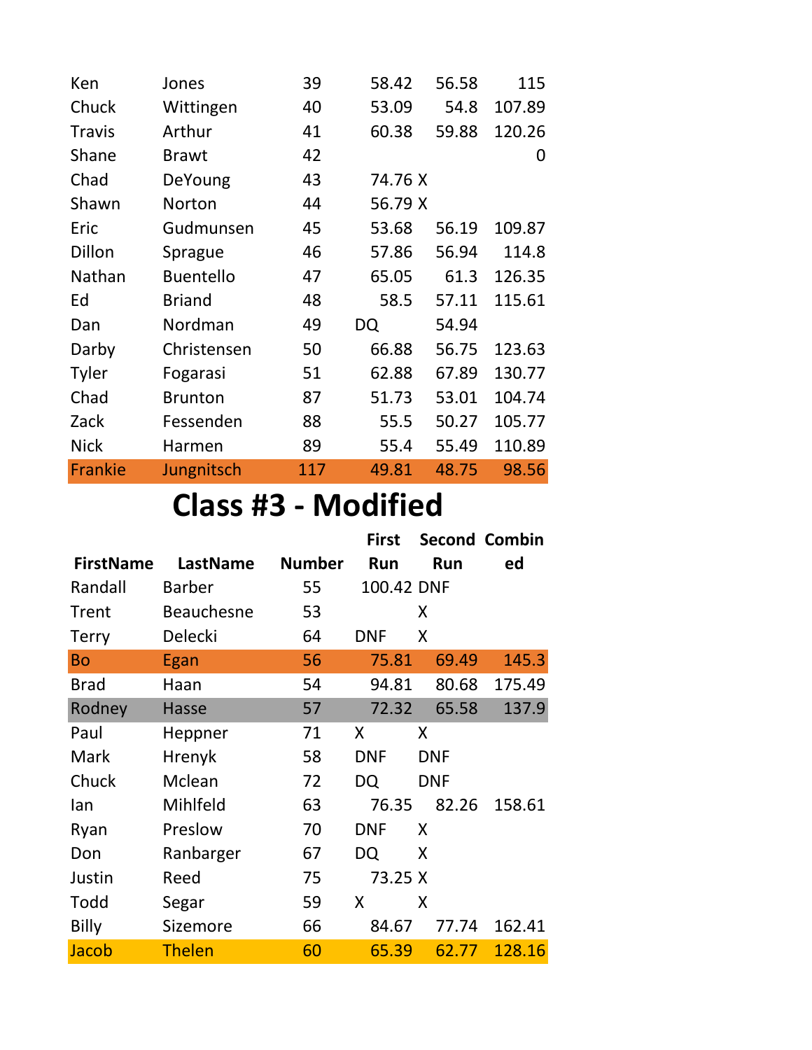| | | | | | |
|---|---|---|---|---|---|
| Ken | Jones | 39 | 58.42 | 56.58 | 115 |
| Chuck | Wittingen | 40 | 53.09 | 54.8 | 107.89 |
| Travis | Arthur | 41 | 60.38 | 59.88 | 120.26 |
| Shane | Brawt | 42 | | | 0 |
| Chad | DeYoung | 43 | 74.76 | X | |
| Shawn | Norton | 44 | 56.79 | X | |
| Eric | Gudmunsen | 45 | 53.68 | 56.19 | 109.87 |
| Dillon | Sprague | 46 | 57.86 | 56.94 | 114.8 |
| Nathan | Buentello | 47 | 65.05 | 61.3 | 126.35 |
| Ed | Briand | 48 | 58.5 | 57.11 | 115.61 |
| Dan | Nordman | 49 | DQ | 54.94 | |
| Darby | Christensen | 50 | 66.88 | 56.75 | 123.63 |
| Tyler | Fogarasi | 51 | 62.88 | 67.89 | 130.77 |
| Chad | Brunton | 87 | 51.73 | 53.01 | 104.74 |
| Zack | Fessenden | 88 | 55.5 | 50.27 | 105.77 |
| Nick | Harmen | 89 | 55.4 | 55.49 | 110.89 |
| Frankie | Jungnitsch | 117 | 49.81 | 48.75 | 98.56 |

# Class #3 - Modified

| FirstName | LastName | Number | First Run | Second Run | Combined |
|---|---|---|---|---|---|
| Randall | Barber | 55 | 100.42 | DNF | |
| Trent | Beauchesne | 53 | | X | |
| Terry | Delecki | 64 | DNF | X | |
| Bo | Egan | 56 | 75.81 | 69.49 | 145.3 |
| Brad | Haan | 54 | 94.81 | 80.68 | 175.49 |
| Rodney | Hasse | 57 | 72.32 | 65.58 | 137.9 |
| Paul | Heppner | 71 | X | X | |
| Mark | Hrenyk | 58 | DNF | DNF | |
| Chuck | Mclean | 72 | DQ | DNF | |
| Ian | Mihlfeld | 63 | 76.35 | 82.26 | 158.61 |
| Ryan | Preslow | 70 | DNF | X | |
| Don | Ranbarger | 67 | DQ | X | |
| Justin | Reed | 75 | 73.25 | X | |
| Todd | Segar | 59 | X | X | |
| Billy | Sizemore | 66 | 84.67 | 77.74 | 162.41 |
| Jacob | Thelen | 60 | 65.39 | 62.77 | 128.16 |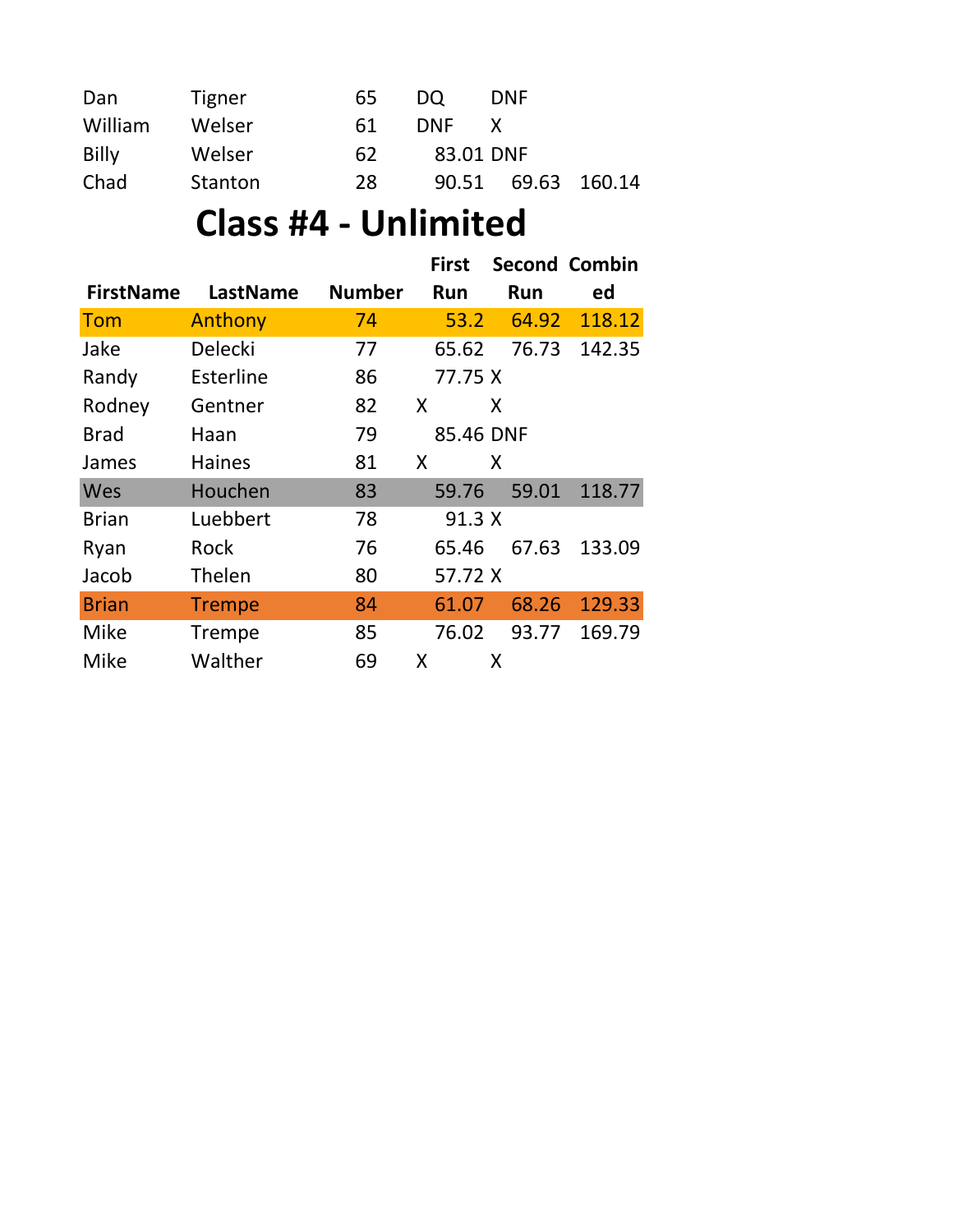| | | | | | |
|---|---|---|---|---|---|
| Dan | Tigner | 65 | DQ | DNF | |
| William | Welser | 61 | DNF | X | |
| Billy | Welser | 62 | 83.01 | DNF | |
| Chad | Stanton | 28 | 90.51 | 69.63 | 160.14 |

# Class #4 - Unlimited

| FirstName | LastName | Number | First Run | Second Run | Combined |
|---|---|---|---|---|---|
| Tom | Anthony | 74 | 53.2 | 64.92 | 118.12 |
| Jake | Delecki | 77 | 65.62 | 76.73 | 142.35 |
| Randy | Esterline | 86 | 77.75 | X | |
| Rodney | Gentner | 82 | X | X | |
| Brad | Haan | 79 | 85.46 | DNF | |
| James | Haines | 81 | X | X | |
| Wes | Houchen | 83 | 59.76 | 59.01 | 118.77 |
| Brian | Luebbert | 78 | 91.3 | X | |
| Ryan | Rock | 76 | 65.46 | 67.63 | 133.09 |
| Jacob | Thelen | 80 | 57.72 | X | |
| Brian | Trempe | 84 | 61.07 | 68.26 | 129.33 |
| Mike | Trempe | 85 | 76.02 | 93.77 | 169.79 |
| Mike | Walther | 69 | X | X | |